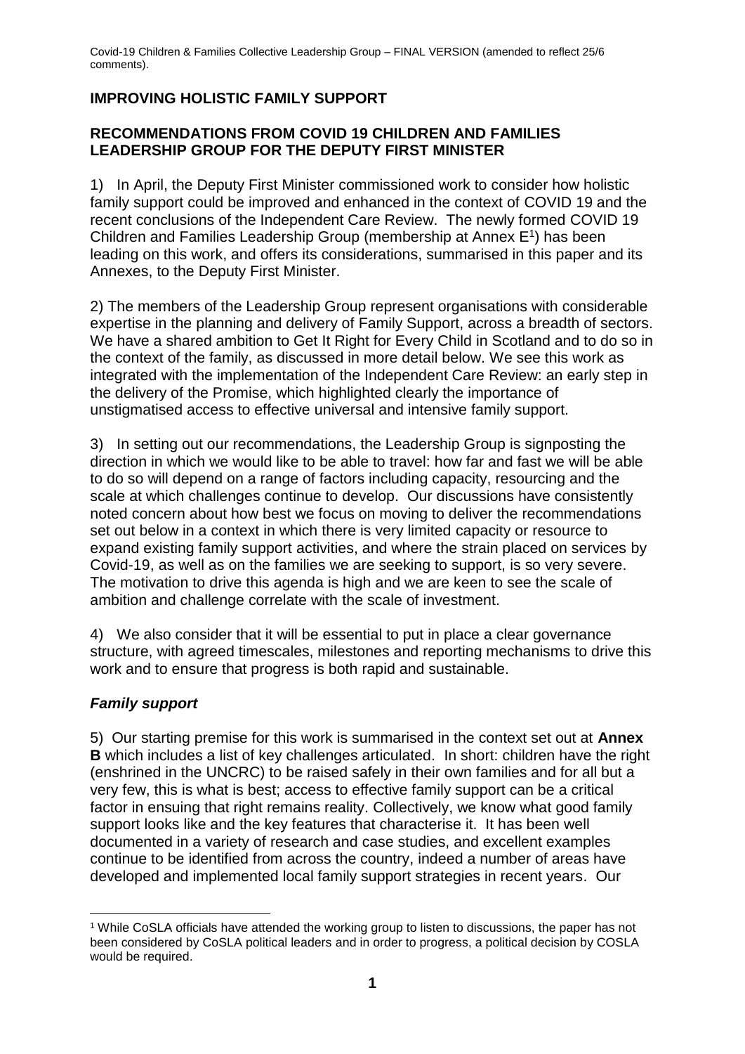## IMPROVING HOLISTIC FAMILY SUPPORT

### RECOMMENDATIONS FROM COVID 19 CHILDREN AND FAMILIES LEADERSHIP GROUP FOR THE DEPUTY FIRST MINISTER

1) In April, the Deputy First Minister commissioned work to consider how holistic family support could be improved and enhanced in the context of COVID 19 and the recent conclusions of the Independent Care Review. The newly formed COVID 19 Children and Families Leadership Group (membership at Annex E[1]) has been leading on this work, and offers its considerations, summarised in this paper and its Annexes, to the Deputy First Minister.

2) The members of the Leadership Group represent organisations with considerable expertise in the planning and delivery of Family Support, across a breadth of sectors. We have a shared ambition to Get It Right for Every Child in Scotland and to do so in the context of the family, as discussed in more detail below. We see this work as integrated with the implementation of the Independent Care Review: an early step in the delivery of the Promise, which highlighted clearly the importance of unstigmatised access to effective universal and intensive family support.

3) In setting out our recommendations, the Leadership Group is signposting the direction in which we would like to be able to travel: how far and fast we will be able to do so will depend on a range of factors including capacity, resourcing and the scale at which challenges continue to develop. Our discussions have consistently noted concern about how best we focus on moving to deliver the recommendations set out below in a context in which there is very limited capacity or resource to expand existing family support activities, and where the strain placed on services by Covid-19, as well as on the families we are seeking to support, is so very severe. The motivation to drive this agenda is high and we are keen to see the scale of ambition and challenge correlate with the scale of investment.

4) We also consider that it will be essential to put in place a clear governance structure, with agreed timescales, milestones and reporting mechanisms to drive this work and to ensure that progress is both rapid and sustainable.

### *Family support*

5) Our starting premise for this work is summarised in the context set out at **Annex B** which includes a list of key challenges articulated. In short: children have the right (enshrined in the UNCRC) to be raised safely in their own families and for all but a very few, this is what is best; access to effective family support can be a critical factor in ensuing that right remains reality. Collectively, we know what good family support looks like and the key features that characterise it. It has been well documented in a variety of research and case studies, and excellent examples continue to be identified from across the country, indeed a number of areas have developed and implemented local family support strategies in recent years. Our

[1] While CoSLA officials have attended the working group to listen to discussions, the paper has not been considered by CoSLA political leaders and in order to progress, a political decision by COSLA would be required.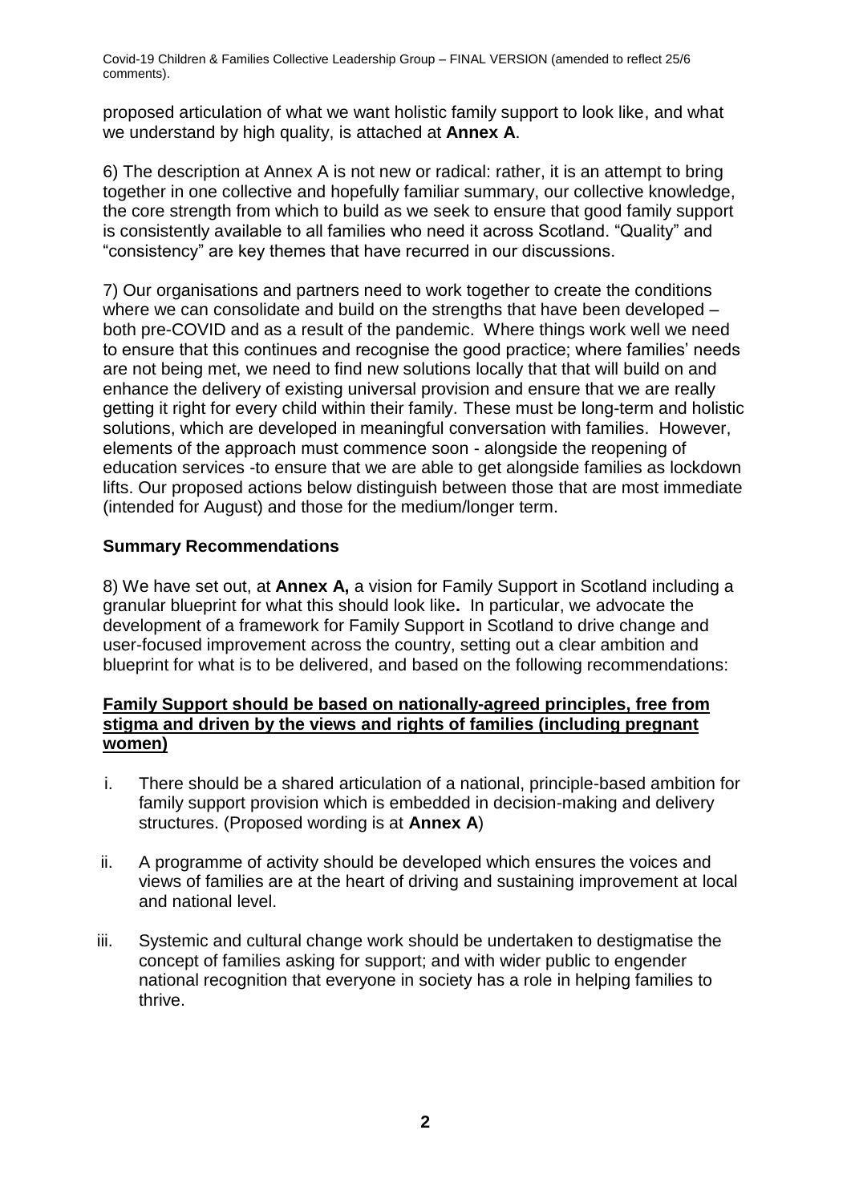proposed articulation of what we want holistic family support to look like, and what we understand by high quality, is attached at **Annex A**.

6) The description at Annex A is not new or radical: rather, it is an attempt to bring together in one collective and hopefully familiar summary, our collective knowledge, the core strength from which to build as we seek to ensure that good family support is consistently available to all families who need it across Scotland. "Quality" and "consistency" are key themes that have recurred in our discussions.

7) Our organisations and partners need to work together to create the conditions where we can consolidate and build on the strengths that have been developed – both pre-COVID and as a result of the pandemic. Where things work well we need to ensure that this continues and recognise the good practice; where families' needs are not being met, we need to find new solutions locally that that will build on and enhance the delivery of existing universal provision and ensure that we are really getting it right for every child within their family. These must be long-term and holistic solutions, which are developed in meaningful conversation with families. However, elements of the approach must commence soon - alongside the reopening of education services -to ensure that we are able to get alongside families as lockdown lifts. Our proposed actions below distinguish between those that are most immediate (intended for August) and those for the medium/longer term.

## Summary Recommendations

8) We have set out, at **Annex A,** a vision for Family Support in Scotland including a granular blueprint for what this should look like**.** In particular, we advocate the development of a framework for Family Support in Scotland to drive change and user-focused improvement across the country, setting out a clear ambition and blueprint for what is to be delivered, and based on the following recommendations:

**Family Support should be based on nationally-agreed principles, free from stigma and driven by the views and rights of families (including pregnant women)**

i. There should be a shared articulation of a national, principle-based ambition for family support provision which is embedded in decision-making and delivery structures. (Proposed wording is at **Annex A**)

ii. A programme of activity should be developed which ensures the voices and views of families are at the heart of driving and sustaining improvement at local and national level.

iii. Systemic and cultural change work should be undertaken to destigmatise the concept of families asking for support; and with wider public to engender national recognition that everyone in society has a role in helping families to thrive.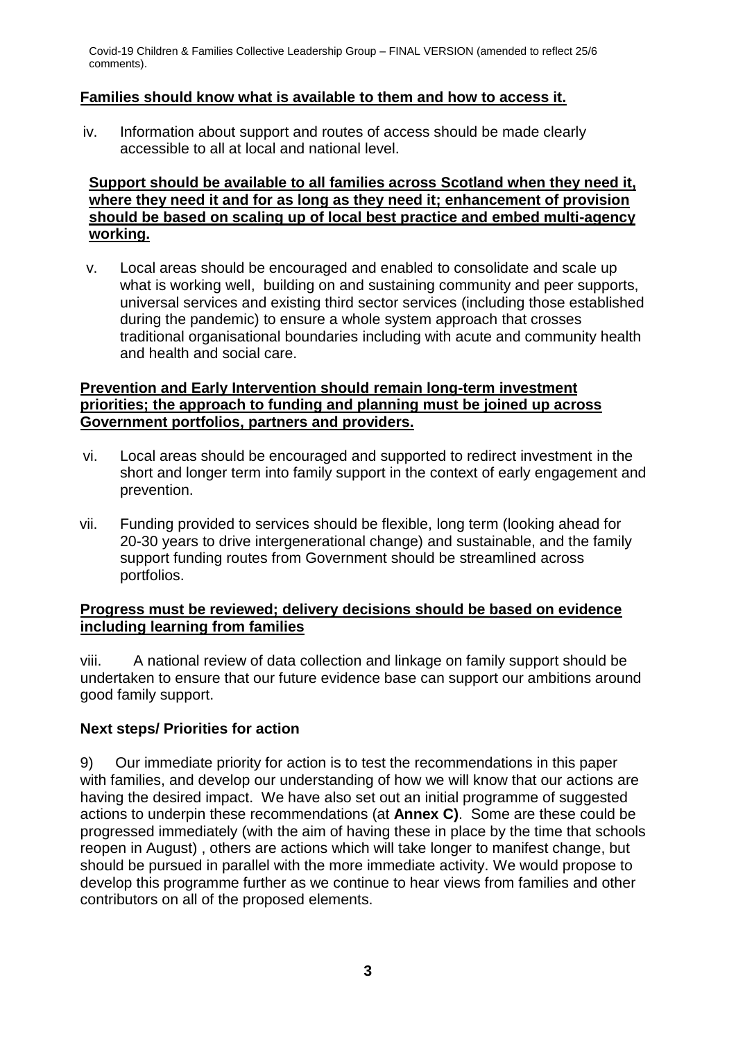**Families should know what is available to them and how to access it.**

iv. Information about support and routes of access should be made clearly accessible to all at local and national level.

**Support should be available to all families across Scotland when they need it, where they need it and for as long as they need it; enhancement of provision should be based on scaling up of local best practice and embed multi-agency working.**

v. Local areas should be encouraged and enabled to consolidate and scale up what is working well, building on and sustaining community and peer supports, universal services and existing third sector services (including those established during the pandemic) to ensure a whole system approach that crosses traditional organisational boundaries including with acute and community health and health and social care.

**Prevention and Early Intervention should remain long-term investment priorities; the approach to funding and planning must be joined up across Government portfolios, partners and providers.**

vi. Local areas should be encouraged and supported to redirect investment in the short and longer term into family support in the context of early engagement and prevention.

vii. Funding provided to services should be flexible, long term (looking ahead for 20-30 years to drive intergenerational change) and sustainable, and the family support funding routes from Government should be streamlined across portfolios.

**Progress must be reviewed; delivery decisions should be based on evidence including learning from families**

viii. A national review of data collection and linkage on family support should be undertaken to ensure that our future evidence base can support our ambitions around good family support.

### Next steps/ Priorities for action

9) Our immediate priority for action is to test the recommendations in this paper with families, and develop our understanding of how we will know that our actions are having the desired impact. We have also set out an initial programme of suggested actions to underpin these recommendations (at **Annex C)**. Some are these could be progressed immediately (with the aim of having these in place by the time that schools reopen in August) , others are actions which will take longer to manifest change, but should be pursued in parallel with the more immediate activity. We would propose to develop this programme further as we continue to hear views from families and other contributors on all of the proposed elements.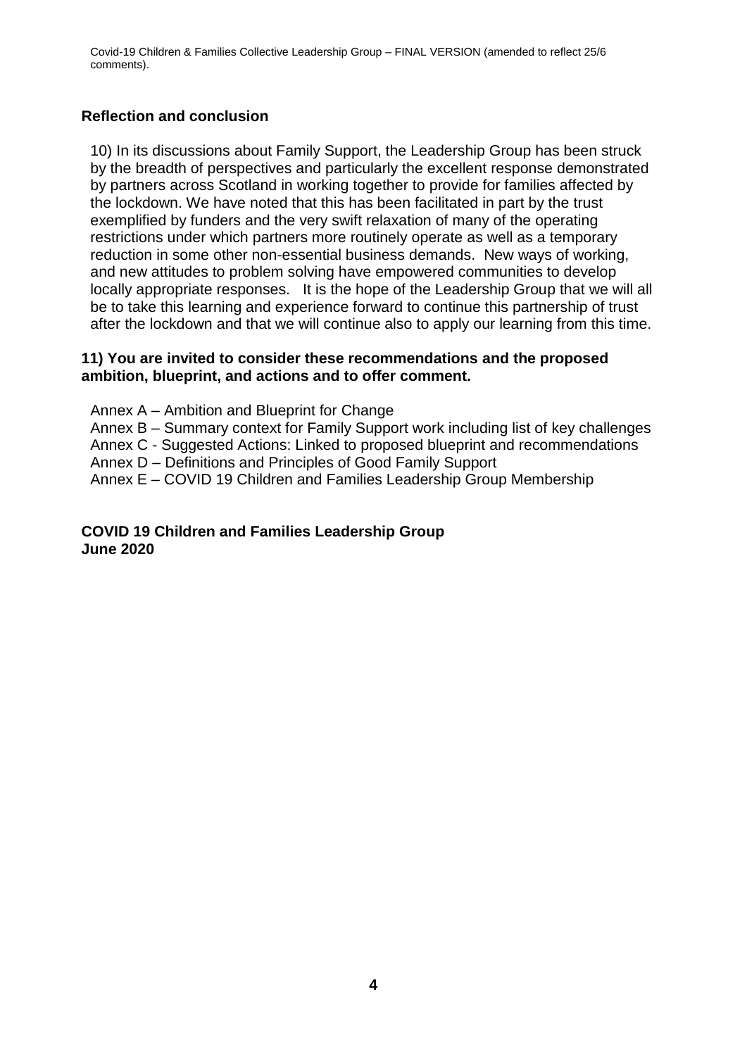## Reflection and conclusion

10) In its discussions about Family Support, the Leadership Group has been struck by the breadth of perspectives and particularly the excellent response demonstrated by partners across Scotland in working together to provide for families affected by the lockdown. We have noted that this has been facilitated in part by the trust exemplified by funders and the very swift relaxation of many of the operating restrictions under which partners more routinely operate as well as a temporary reduction in some other non-essential business demands. New ways of working, and new attitudes to problem solving have empowered communities to develop locally appropriate responses. It is the hope of the Leadership Group that we will all be to take this learning and experience forward to continue this partnership of trust after the lockdown and that we will continue also to apply our learning from this time.

**11) You are invited to consider these recommendations and the proposed ambition, blueprint, and actions and to offer comment.**

Annex A – Ambition and Blueprint for Change
Annex B – Summary context for Family Support work including list of key challenges
Annex C - Suggested Actions: Linked to proposed blueprint and recommendations
Annex D – Definitions and Principles of Good Family Support
Annex E – COVID 19 Children and Families Leadership Group Membership

**COVID 19 Children and Families Leadership Group**
**June 2020**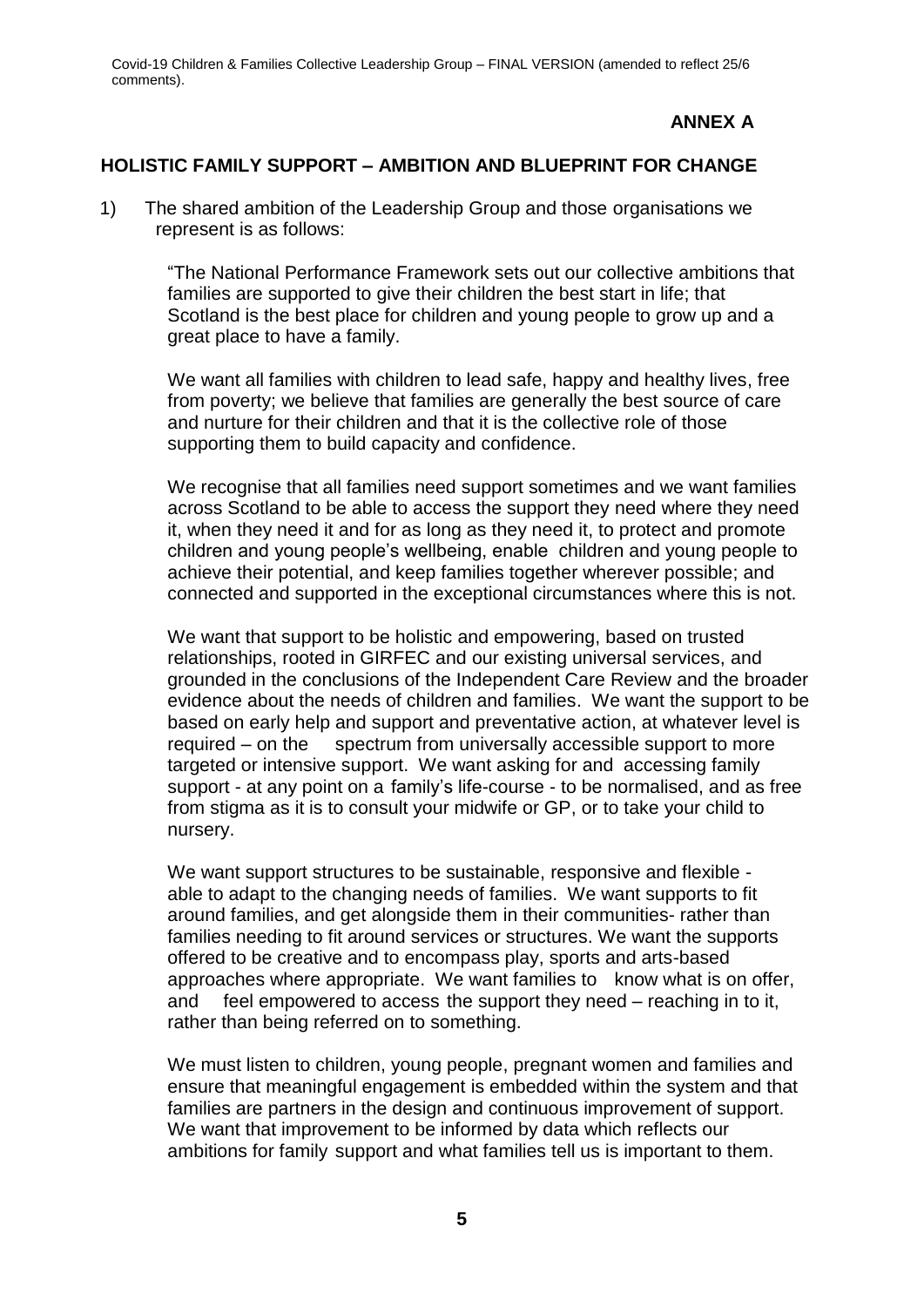**ANNEX A**

## HOLISTIC FAMILY SUPPORT – AMBITION AND BLUEPRINT FOR CHANGE

1) The shared ambition of the Leadership Group and those organisations we represent is as follows:

"The National Performance Framework sets out our collective ambitions that families are supported to give their children the best start in life; that Scotland is the best place for children and young people to grow up and a great place to have a family.

We want all families with children to lead safe, happy and healthy lives, free from poverty; we believe that families are generally the best source of care and nurture for their children and that it is the collective role of those supporting them to build capacity and confidence.

We recognise that all families need support sometimes and we want families across Scotland to be able to access the support they need where they need it, when they need it and for as long as they need it, to protect and promote children and young people's wellbeing, enable children and young people to achieve their potential, and keep families together wherever possible; and connected and supported in the exceptional circumstances where this is not.

We want that support to be holistic and empowering, based on trusted relationships, rooted in GIRFEC and our existing universal services, and grounded in the conclusions of the Independent Care Review and the broader evidence about the needs of children and families. We want the support to be based on early help and support and preventative action, at whatever level is required – on the spectrum from universally accessible support to more targeted or intensive support. We want asking for and accessing family support - at any point on a family's life-course - to be normalised, and as free from stigma as it is to consult your midwife or GP, or to take your child to nursery.

We want support structures to be sustainable, responsive and flexible - able to adapt to the changing needs of families. We want supports to fit around families, and get alongside them in their communities- rather than families needing to fit around services or structures. We want the supports offered to be creative and to encompass play, sports and arts-based approaches where appropriate. We want families to know what is on offer, and feel empowered to access the support they need – reaching in to it, rather than being referred on to something.

We must listen to children, young people, pregnant women and families and ensure that meaningful engagement is embedded within the system and that families are partners in the design and continuous improvement of support. We want that improvement to be informed by data which reflects our ambitions for family support and what families tell us is important to them.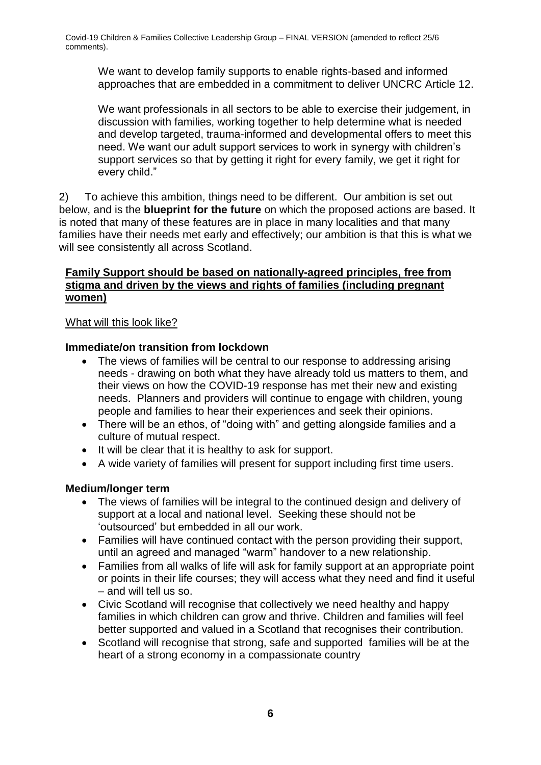We want to develop family supports to enable rights-based and informed approaches that are embedded in a commitment to deliver UNCRC Article 12.

We want professionals in all sectors to be able to exercise their judgement, in discussion with families, working together to help determine what is needed and develop targeted, trauma-informed and developmental offers to meet this need. We want our adult support services to work in synergy with children's support services so that by getting it right for every family, we get it right for every child."

2) To achieve this ambition, things need to be different. Our ambition is set out below, and is the **blueprint for the future** on which the proposed actions are based. It is noted that many of these features are in place in many localities and that many families have their needs met early and effectively; our ambition is that this is what we will see consistently all across Scotland.

**Family Support should be based on nationally-agreed principles, free from stigma and driven by the views and rights of families (including pregnant women)**

What will this look like?

**Immediate/on transition from lockdown**

- The views of families will be central to our response to addressing arising needs - drawing on both what they have already told us matters to them, and their views on how the COVID-19 response has met their new and existing needs. Planners and providers will continue to engage with children, young people and families to hear their experiences and seek their opinions.
- There will be an ethos, of "doing with" and getting alongside families and a culture of mutual respect.
- It will be clear that it is healthy to ask for support.
- A wide variety of families will present for support including first time users.

**Medium/longer term**

- The views of families will be integral to the continued design and delivery of support at a local and national level. Seeking these should not be 'outsourced' but embedded in all our work.
- Families will have continued contact with the person providing their support, until an agreed and managed "warm" handover to a new relationship.
- Families from all walks of life will ask for family support at an appropriate point or points in their life courses; they will access what they need and find it useful – and will tell us so.
- Civic Scotland will recognise that collectively we need healthy and happy families in which children can grow and thrive. Children and families will feel better supported and valued in a Scotland that recognises their contribution.
- Scotland will recognise that strong, safe and supported families will be at the heart of a strong economy in a compassionate country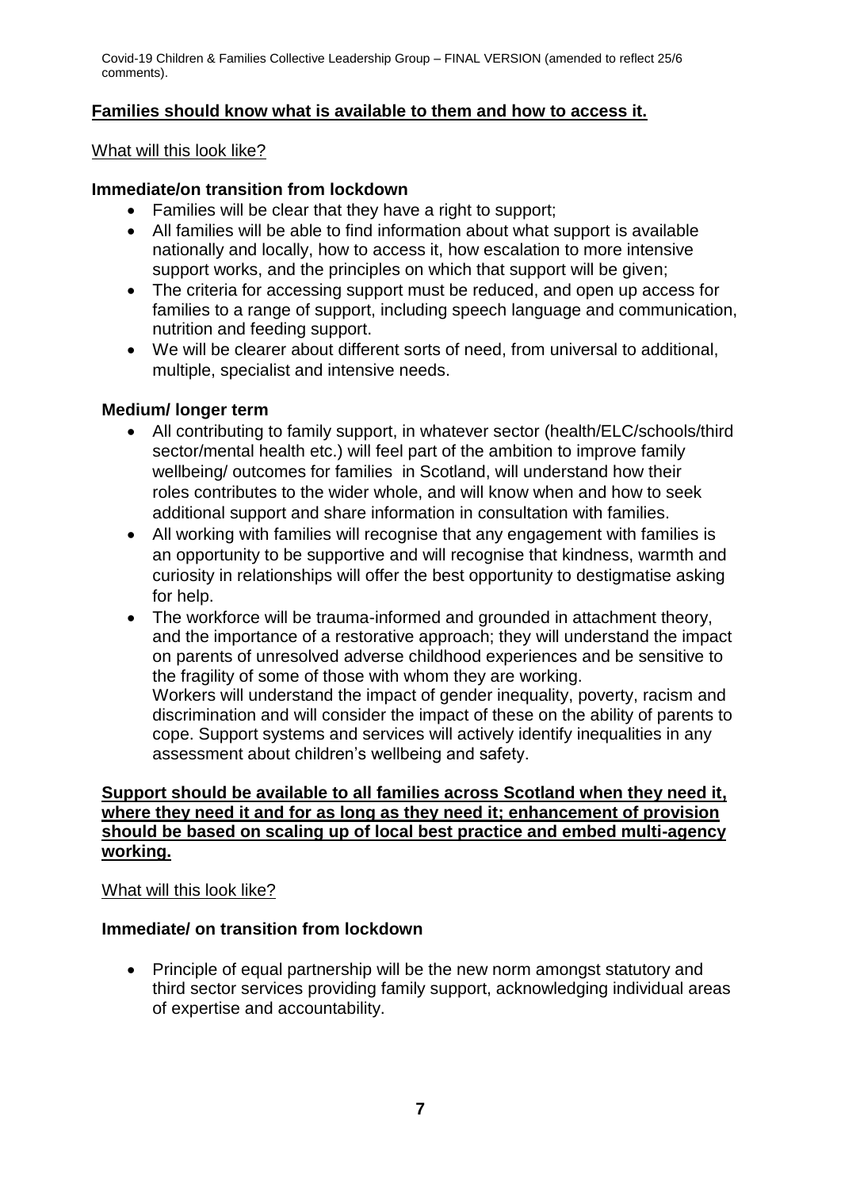**Families should know what is available to them and how to access it.**

What will this look like?

**Immediate/on transition from lockdown**

- Families will be clear that they have a right to support;
- All families will be able to find information about what support is available nationally and locally, how to access it, how escalation to more intensive support works, and the principles on which that support will be given;
- The criteria for accessing support must be reduced, and open up access for families to a range of support, including speech language and communication, nutrition and feeding support.
- We will be clearer about different sorts of need, from universal to additional, multiple, specialist and intensive needs.

**Medium/ longer term**

- All contributing to family support, in whatever sector (health/ELC/schools/third sector/mental health etc.) will feel part of the ambition to improve family wellbeing/ outcomes for families in Scotland, will understand how their roles contributes to the wider whole, and will know when and how to seek additional support and share information in consultation with families.
- All working with families will recognise that any engagement with families is an opportunity to be supportive and will recognise that kindness, warmth and curiosity in relationships will offer the best opportunity to destigmatise asking for help.
- The workforce will be trauma-informed and grounded in attachment theory, and the importance of a restorative approach; they will understand the impact on parents of unresolved adverse childhood experiences and be sensitive to the fragility of some of those with whom they are working.
  Workers will understand the impact of gender inequality, poverty, racism and discrimination and will consider the impact of these on the ability of parents to cope. Support systems and services will actively identify inequalities in any assessment about children's wellbeing and safety.

**Support should be available to all families across Scotland when they need it, where they need it and for as long as they need it; enhancement of provision should be based on scaling up of local best practice and embed multi-agency working.**

What will this look like?

**Immediate/ on transition from lockdown**

- Principle of equal partnership will be the new norm amongst statutory and third sector services providing family support, acknowledging individual areas of expertise and accountability.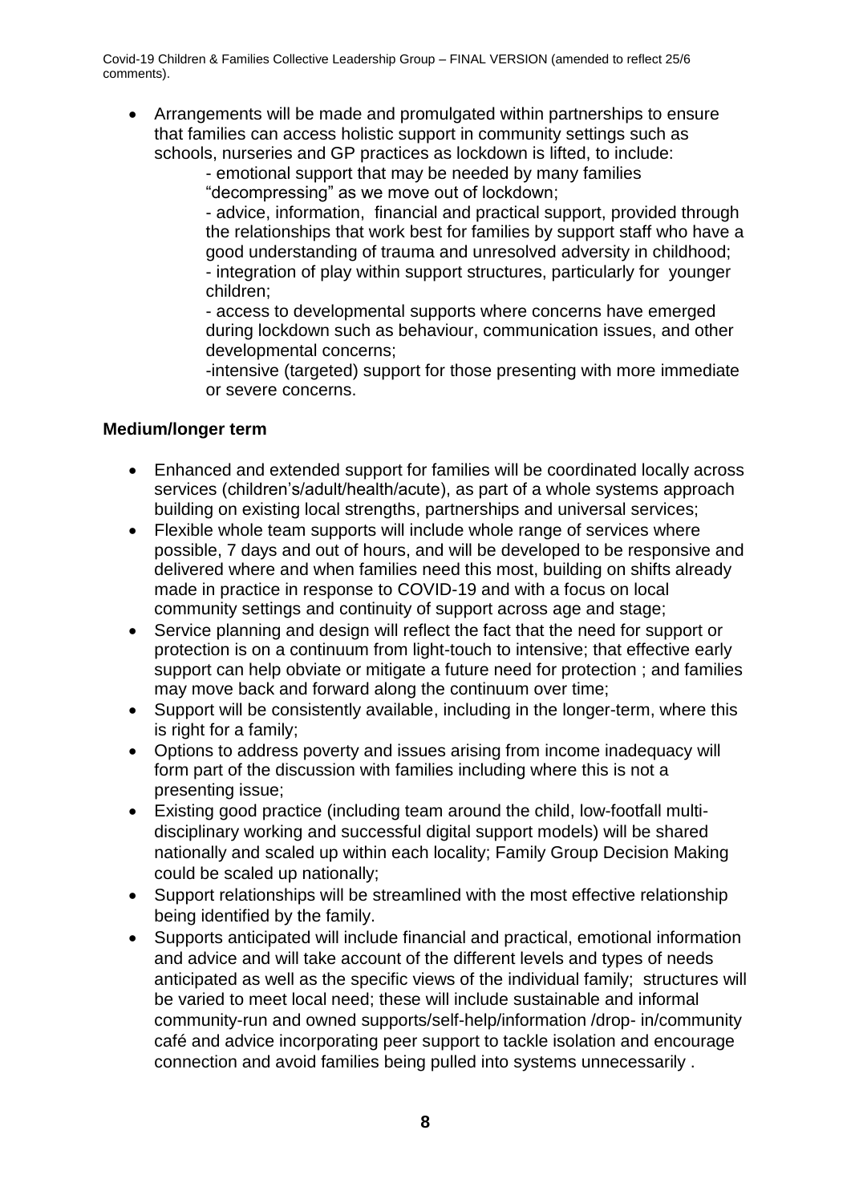- Arrangements will be made and promulgated within partnerships to ensure that families can access holistic support in community settings such as schools, nurseries and GP practices as lockdown is lifted, to include:
  - emotional support that may be needed by many families "decompressing" as we move out of lockdown;
  - advice, information, financial and practical support, provided through the relationships that work best for families by support staff who have a good understanding of trauma and unresolved adversity in childhood;
  - integration of play within support structures, particularly for younger children;
  - access to developmental supports where concerns have emerged during lockdown such as behaviour, communication issues, and other developmental concerns;
  - intensive (targeted) support for those presenting with more immediate or severe concerns.

**Medium/longer term**

- Enhanced and extended support for families will be coordinated locally across services (children's/adult/health/acute), as part of a whole systems approach building on existing local strengths, partnerships and universal services;
- Flexible whole team supports will include whole range of services where possible, 7 days and out of hours, and will be developed to be responsive and delivered where and when families need this most, building on shifts already made in practice in response to COVID-19 and with a focus on local community settings and continuity of support across age and stage;
- Service planning and design will reflect the fact that the need for support or protection is on a continuum from light-touch to intensive; that effective early support can help obviate or mitigate a future need for protection ; and families may move back and forward along the continuum over time;
- Support will be consistently available, including in the longer-term, where this is right for a family;
- Options to address poverty and issues arising from income inadequacy will form part of the discussion with families including where this is not a presenting issue;
- Existing good practice (including team around the child, low-footfall multi-disciplinary working and successful digital support models) will be shared nationally and scaled up within each locality; Family Group Decision Making could be scaled up nationally;
- Support relationships will be streamlined with the most effective relationship being identified by the family.
- Supports anticipated will include financial and practical, emotional information and advice and will take account of the different levels and types of needs anticipated as well as the specific views of the individual family; structures will be varied to meet local need; these will include sustainable and informal community-run and owned supports/self-help/information /drop- in/community café and advice incorporating peer support to tackle isolation and encourage connection and avoid families being pulled into systems unnecessarily .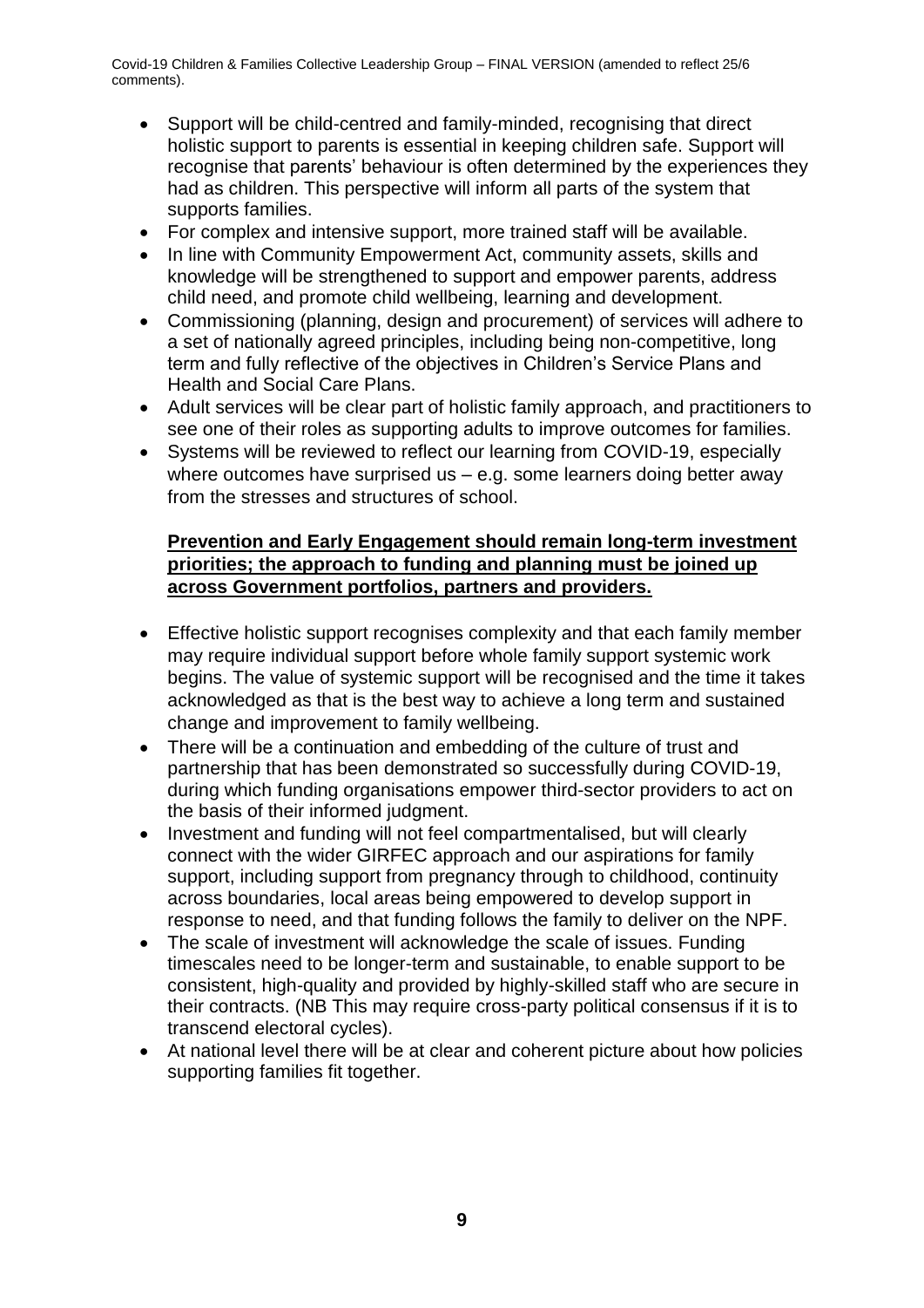- Support will be child-centred and family-minded, recognising that direct holistic support to parents is essential in keeping children safe. Support will recognise that parents' behaviour is often determined by the experiences they had as children. This perspective will inform all parts of the system that supports families.
- For complex and intensive support, more trained staff will be available.
- In line with Community Empowerment Act, community assets, skills and knowledge will be strengthened to support and empower parents, address child need, and promote child wellbeing, learning and development.
- Commissioning (planning, design and procurement) of services will adhere to a set of nationally agreed principles, including being non-competitive, long term and fully reflective of the objectives in Children's Service Plans and Health and Social Care Plans.
- Adult services will be clear part of holistic family approach, and practitioners to see one of their roles as supporting adults to improve outcomes for families.
- Systems will be reviewed to reflect our learning from COVID-19, especially where outcomes have surprised us – e.g. some learners doing better away from the stresses and structures of school.

**Prevention and Early Engagement should remain long-term investment priorities; the approach to funding and planning must be joined up across Government portfolios, partners and providers.**

- Effective holistic support recognises complexity and that each family member may require individual support before whole family support systemic work begins. The value of systemic support will be recognised and the time it takes acknowledged as that is the best way to achieve a long term and sustained change and improvement to family wellbeing.
- There will be a continuation and embedding of the culture of trust and partnership that has been demonstrated so successfully during COVID-19, during which funding organisations empower third-sector providers to act on the basis of their informed judgment.
- Investment and funding will not feel compartmentalised, but will clearly connect with the wider GIRFEC approach and our aspirations for family support, including support from pregnancy through to childhood, continuity across boundaries, local areas being empowered to develop support in response to need, and that funding follows the family to deliver on the NPF.
- The scale of investment will acknowledge the scale of issues. Funding timescales need to be longer-term and sustainable, to enable support to be consistent, high-quality and provided by highly-skilled staff who are secure in their contracts. (NB This may require cross-party political consensus if it is to transcend electoral cycles).
- At national level there will be at clear and coherent picture about how policies supporting families fit together.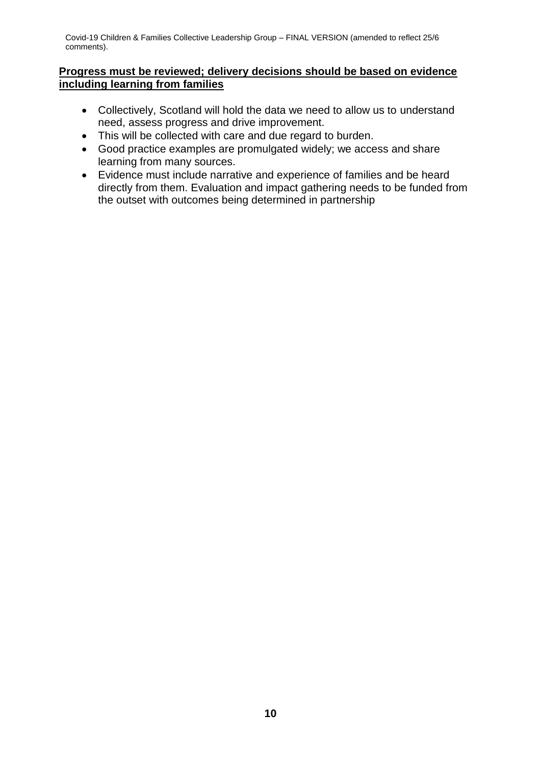**Progress must be reviewed; delivery decisions should be based on evidence including learning from families**

- Collectively, Scotland will hold the data we need to allow us to understand need, assess progress and drive improvement.
- This will be collected with care and due regard to burden.
- Good practice examples are promulgated widely; we access and share learning from many sources.
- Evidence must include narrative and experience of families and be heard directly from them. Evaluation and impact gathering needs to be funded from the outset with outcomes being determined in partnership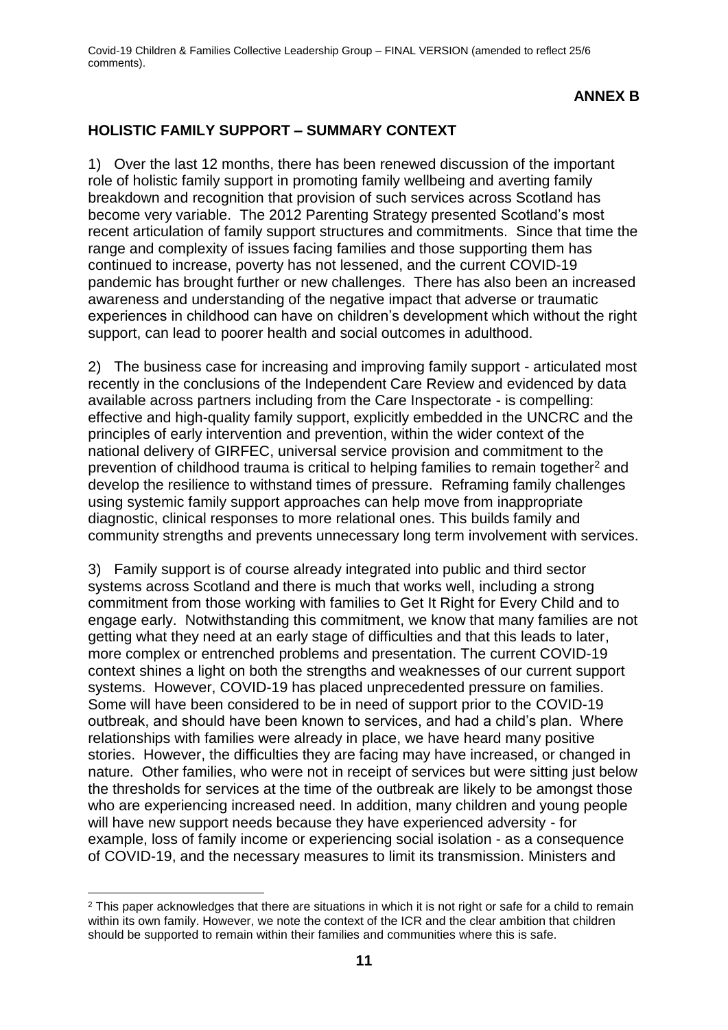**ANNEX B**

## HOLISTIC FAMILY SUPPORT – SUMMARY CONTEXT

1) Over the last 12 months, there has been renewed discussion of the important role of holistic family support in promoting family wellbeing and averting family breakdown and recognition that provision of such services across Scotland has become very variable. The 2012 Parenting Strategy presented Scotland's most recent articulation of family support structures and commitments. Since that time the range and complexity of issues facing families and those supporting them has continued to increase, poverty has not lessened, and the current COVID-19 pandemic has brought further or new challenges. There has also been an increased awareness and understanding of the negative impact that adverse or traumatic experiences in childhood can have on children's development which without the right support, can lead to poorer health and social outcomes in adulthood.

2) The business case for increasing and improving family support - articulated most recently in the conclusions of the Independent Care Review and evidenced by data available across partners including from the Care Inspectorate - is compelling: effective and high-quality family support, explicitly embedded in the UNCRC and the principles of early intervention and prevention, within the wider context of the national delivery of GIRFEC, universal service provision and commitment to the prevention of childhood trauma is critical to helping families to remain together[2] and develop the resilience to withstand times of pressure. Reframing family challenges using systemic family support approaches can help move from inappropriate diagnostic, clinical responses to more relational ones. This builds family and community strengths and prevents unnecessary long term involvement with services.

3) Family support is of course already integrated into public and third sector systems across Scotland and there is much that works well, including a strong commitment from those working with families to Get It Right for Every Child and to engage early. Notwithstanding this commitment, we know that many families are not getting what they need at an early stage of difficulties and that this leads to later, more complex or entrenched problems and presentation. The current COVID-19 context shines a light on both the strengths and weaknesses of our current support systems. However, COVID-19 has placed unprecedented pressure on families. Some will have been considered to be in need of support prior to the COVID-19 outbreak, and should have been known to services, and had a child's plan. Where relationships with families were already in place, we have heard many positive stories. However, the difficulties they are facing may have increased, or changed in nature. Other families, who were not in receipt of services but were sitting just below the thresholds for services at the time of the outbreak are likely to be amongst those who are experiencing increased need. In addition, many children and young people will have new support needs because they have experienced adversity - for example, loss of family income or experiencing social isolation - as a consequence of COVID-19, and the necessary measures to limit its transmission. Ministers and

---

[2] This paper acknowledges that there are situations in which it is not right or safe for a child to remain within its own family. However, we note the context of the ICR and the clear ambition that children should be supported to remain within their families and communities where this is safe.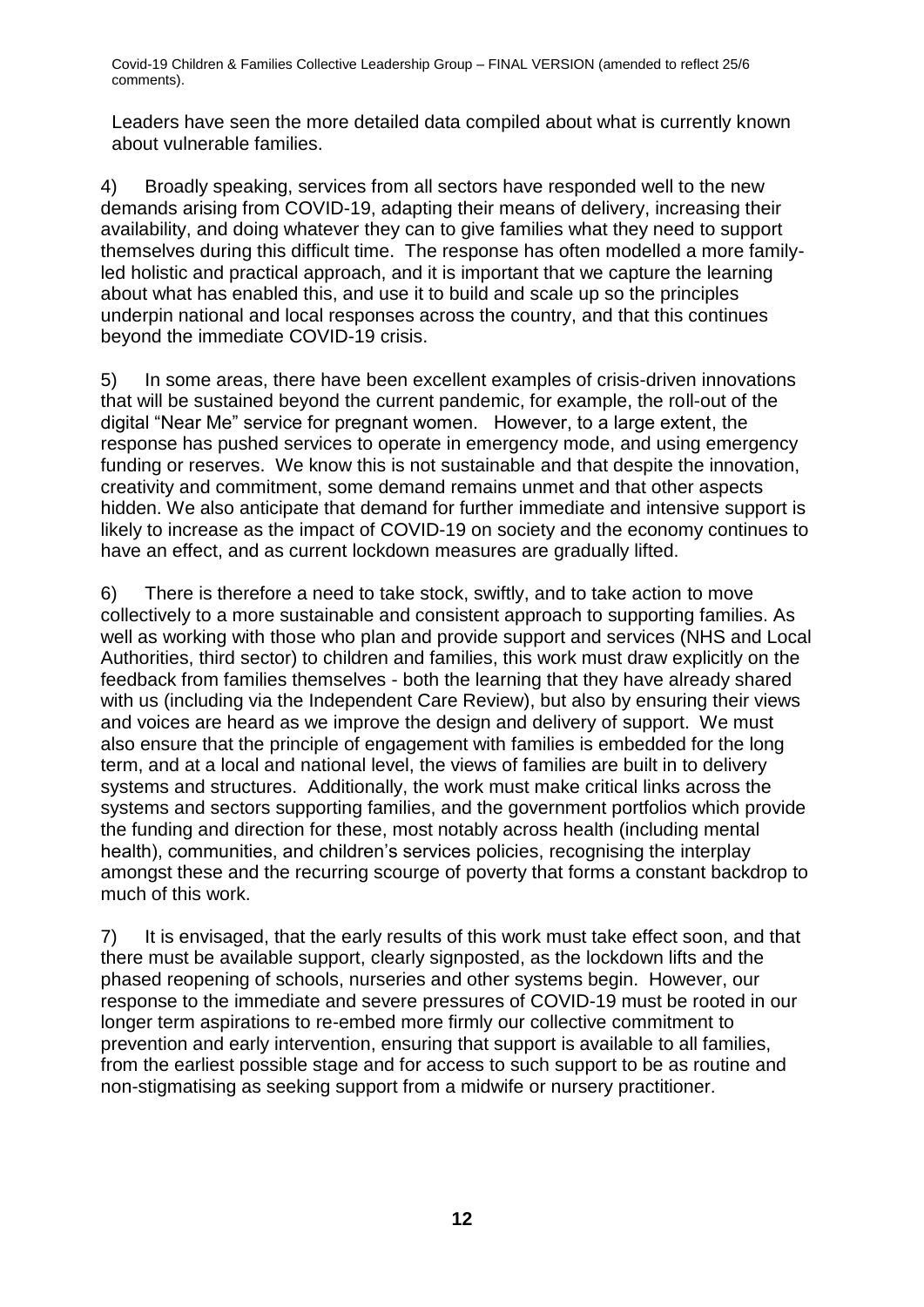Leaders have seen the more detailed data compiled about what is currently known about vulnerable families.

4) Broadly speaking, services from all sectors have responded well to the new demands arising from COVID-19, adapting their means of delivery, increasing their availability, and doing whatever they can to give families what they need to support themselves during this difficult time. The response has often modelled a more family-led holistic and practical approach, and it is important that we capture the learning about what has enabled this, and use it to build and scale up so the principles underpin national and local responses across the country, and that this continues beyond the immediate COVID-19 crisis.

5) In some areas, there have been excellent examples of crisis-driven innovations that will be sustained beyond the current pandemic, for example, the roll-out of the digital "Near Me" service for pregnant women. However, to a large extent, the response has pushed services to operate in emergency mode, and using emergency funding or reserves. We know this is not sustainable and that despite the innovation, creativity and commitment, some demand remains unmet and that other aspects hidden. We also anticipate that demand for further immediate and intensive support is likely to increase as the impact of COVID-19 on society and the economy continues to have an effect, and as current lockdown measures are gradually lifted.

6) There is therefore a need to take stock, swiftly, and to take action to move collectively to a more sustainable and consistent approach to supporting families. As well as working with those who plan and provide support and services (NHS and Local Authorities, third sector) to children and families, this work must draw explicitly on the feedback from families themselves - both the learning that they have already shared with us (including via the Independent Care Review), but also by ensuring their views and voices are heard as we improve the design and delivery of support. We must also ensure that the principle of engagement with families is embedded for the long term, and at a local and national level, the views of families are built in to delivery systems and structures. Additionally, the work must make critical links across the systems and sectors supporting families, and the government portfolios which provide the funding and direction for these, most notably across health (including mental health), communities, and children's services policies, recognising the interplay amongst these and the recurring scourge of poverty that forms a constant backdrop to much of this work.

7) It is envisaged, that the early results of this work must take effect soon, and that there must be available support, clearly signposted, as the lockdown lifts and the phased reopening of schools, nurseries and other systems begin. However, our response to the immediate and severe pressures of COVID-19 must be rooted in our longer term aspirations to re-embed more firmly our collective commitment to prevention and early intervention, ensuring that support is available to all families, from the earliest possible stage and for access to such support to be as routine and non-stigmatising as seeking support from a midwife or nursery practitioner.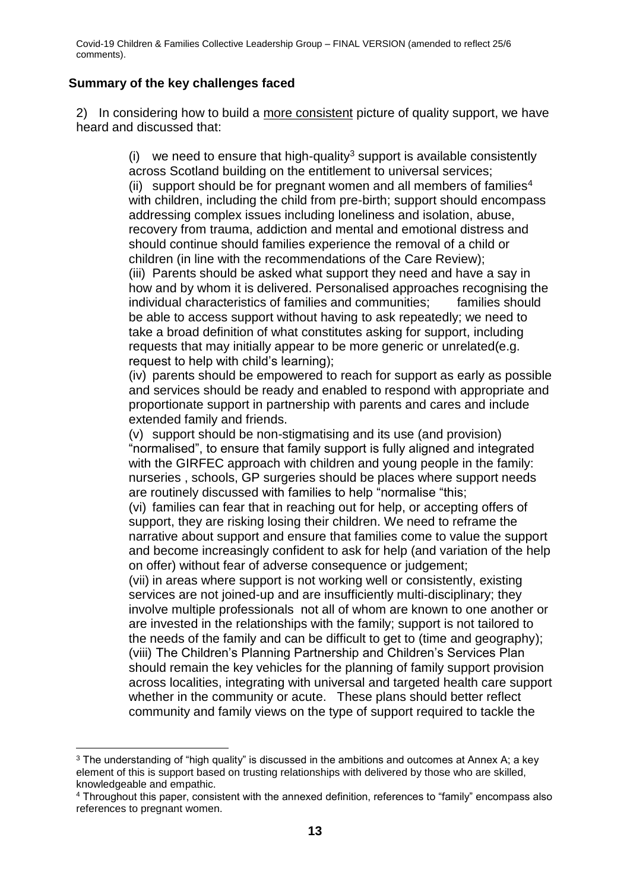## Summary of the key challenges faced

2) In considering how to build a more consistent picture of quality support, we have heard and discussed that:

(i) we need to ensure that high-quality[3] support is available consistently across Scotland building on the entitlement to universal services;
(ii) support should be for pregnant women and all members of families[4] with children, including the child from pre-birth; support should encompass addressing complex issues including loneliness and isolation, abuse, recovery from trauma, addiction and mental and emotional distress and should continue should families experience the removal of a child or children (in line with the recommendations of the Care Review);
(iii) Parents should be asked what support they need and have a say in how and by whom it is delivered. Personalised approaches recognising the individual characteristics of families and communities; families should be able to access support without having to ask repeatedly; we need to take a broad definition of what constitutes asking for support, including requests that may initially appear to be more generic or unrelated(e.g. request to help with child's learning);
(iv) parents should be empowered to reach for support as early as possible and services should be ready and enabled to respond with appropriate and proportionate support in partnership with parents and cares and include extended family and friends.
(v) support should be non-stigmatising and its use (and provision) "normalised", to ensure that family support is fully aligned and integrated with the GIRFEC approach with children and young people in the family: nurseries , schools, GP surgeries should be places where support needs are routinely discussed with families to help "normalise "this;
(vi) families can fear that in reaching out for help, or accepting offers of support, they are risking losing their children. We need to reframe the narrative about support and ensure that families come to value the support and become increasingly confident to ask for help (and variation of the help on offer) without fear of adverse consequence or judgement;
(vii) in areas where support is not working well or consistently, existing services are not joined-up and are insufficiently multi-disciplinary; they involve multiple professionals not all of whom are known to one another or are invested in the relationships with the family; support is not tailored to the needs of the family and can be difficult to get to (time and geography);
(viii) The Children's Planning Partnership and Children's Services Plan should remain the key vehicles for the planning of family support provision across localities, integrating with universal and targeted health care support whether in the community or acute. These plans should better reflect community and family views on the type of support required to tackle the

---

[3] The understanding of "high quality" is discussed in the ambitions and outcomes at Annex A; a key element of this is support based on trusting relationships with delivered by those who are skilled, knowledgeable and empathic.

[4] Throughout this paper, consistent with the annexed definition, references to "family" encompass also references to pregnant women.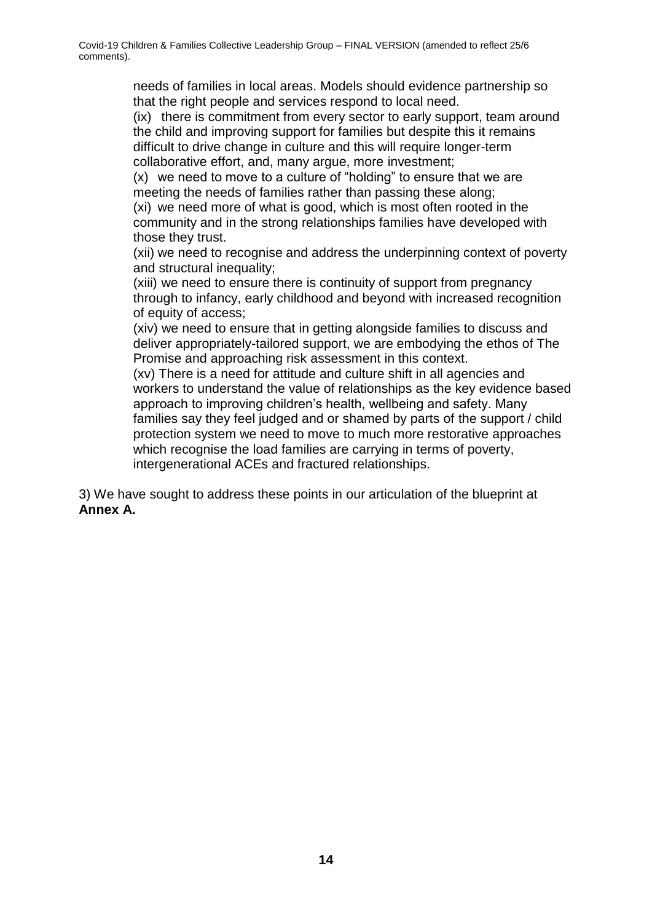needs of families in local areas. Models should evidence partnership so that the right people and services respond to local need.

(ix) there is commitment from every sector to early support, team around the child and improving support for families but despite this it remains difficult to drive change in culture and this will require longer-term collaborative effort, and, many argue, more investment;

(x) we need to move to a culture of "holding" to ensure that we are meeting the needs of families rather than passing these along;

(xi) we need more of what is good, which is most often rooted in the community and in the strong relationships families have developed with those they trust.

(xii) we need to recognise and address the underpinning context of poverty and structural inequality;

(xiii) we need to ensure there is continuity of support from pregnancy through to infancy, early childhood and beyond with increased recognition of equity of access;

(xiv) we need to ensure that in getting alongside families to discuss and deliver appropriately-tailored support, we are embodying the ethos of The Promise and approaching risk assessment in this context.

(xv) There is a need for attitude and culture shift in all agencies and workers to understand the value of relationships as the key evidence based approach to improving children's health, wellbeing and safety. Many families say they feel judged and or shamed by parts of the support / child protection system we need to move to much more restorative approaches which recognise the load families are carrying in terms of poverty, intergenerational ACEs and fractured relationships.

3) We have sought to address these points in our articulation of the blueprint at **Annex A.**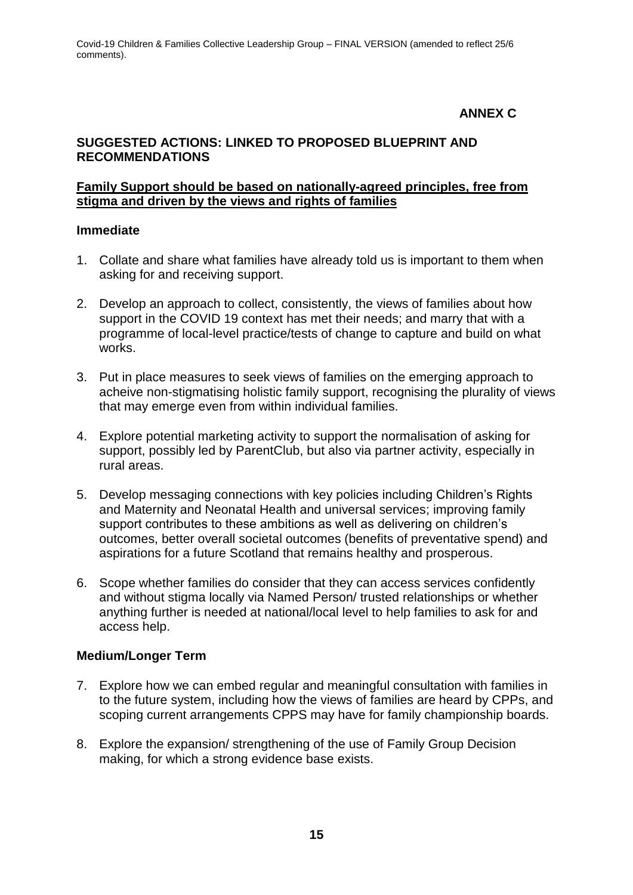**ANNEX C**

## SUGGESTED ACTIONS: LINKED TO PROPOSED BLUEPRINT AND RECOMMENDATIONS

### Family Support should be based on nationally-agreed principles, free from stigma and driven by the views and rights of families

#### Immediate

1. Collate and share what families have already told us is important to them when asking for and receiving support.

2. Develop an approach to collect, consistently, the views of families about how support in the COVID 19 context has met their needs; and marry that with a programme of local-level practice/tests of change to capture and build on what works.

3. Put in place measures to seek views of families on the emerging approach to acheive non-stigmatising holistic family support, recognising the plurality of views that may emerge even from within individual families.

4. Explore potential marketing activity to support the normalisation of asking for support, possibly led by ParentClub, but also via partner activity, especially in rural areas.

5. Develop messaging connections with key policies including Children's Rights and Maternity and Neonatal Health and universal services; improving family support contributes to these ambitions as well as delivering on children's outcomes, better overall societal outcomes (benefits of preventative spend) and aspirations for a future Scotland that remains healthy and prosperous.

6. Scope whether families do consider that they can access services confidently and without stigma locally via Named Person/ trusted relationships or whether anything further is needed at national/local level to help families to ask for and access help.

#### Medium/Longer Term

7. Explore how we can embed regular and meaningful consultation with families in to the future system, including how the views of families are heard by CPPs, and scoping current arrangements CPPS may have for family championship boards.

8. Explore the expansion/ strengthening of the use of Family Group Decision making, for which a strong evidence base exists.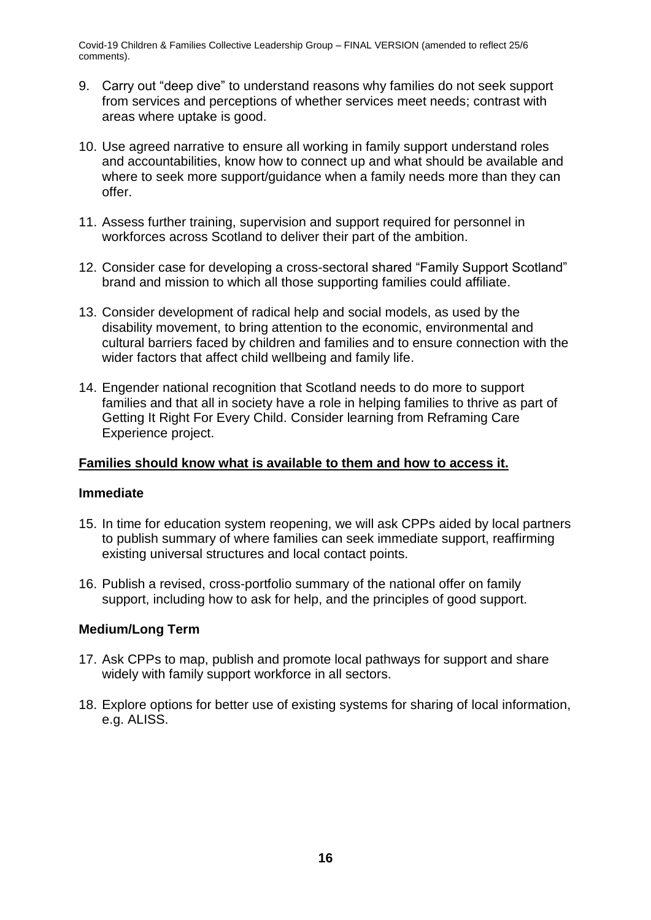9. Carry out “deep dive” to understand reasons why families do not seek support from services and perceptions of whether services meet needs; contrast with areas where uptake is good.

10. Use agreed narrative to ensure all working in family support understand roles and accountabilities, know how to connect up and what should be available and where to seek more support/guidance when a family needs more than they can offer.

11. Assess further training, supervision and support required for personnel in workforces across Scotland to deliver their part of the ambition.

12. Consider case for developing a cross-sectoral shared “Family Support Scotland” brand and mission to which all those supporting families could affiliate.

13. Consider development of radical help and social models, as used by the disability movement, to bring attention to the economic, environmental and cultural barriers faced by children and families and to ensure connection with the wider factors that affect child wellbeing and family life.

14. Engender national recognition that Scotland needs to do more to support families and that all in society have a role in helping families to thrive as part of Getting It Right For Every Child. Consider learning from Reframing Care Experience project.

**Families should know what is available to them and how to access it.**

**Immediate**

15. In time for education system reopening, we will ask CPPs aided by local partners to publish summary of where families can seek immediate support, reaffirming existing universal structures and local contact points.

16. Publish a revised, cross-portfolio summary of the national offer on family support, including how to ask for help, and the principles of good support.

**Medium/Long Term**

17. Ask CPPs to map, publish and promote local pathways for support and share widely with family support workforce in all sectors.

18. Explore options for better use of existing systems for sharing of local information, e.g. ALISS.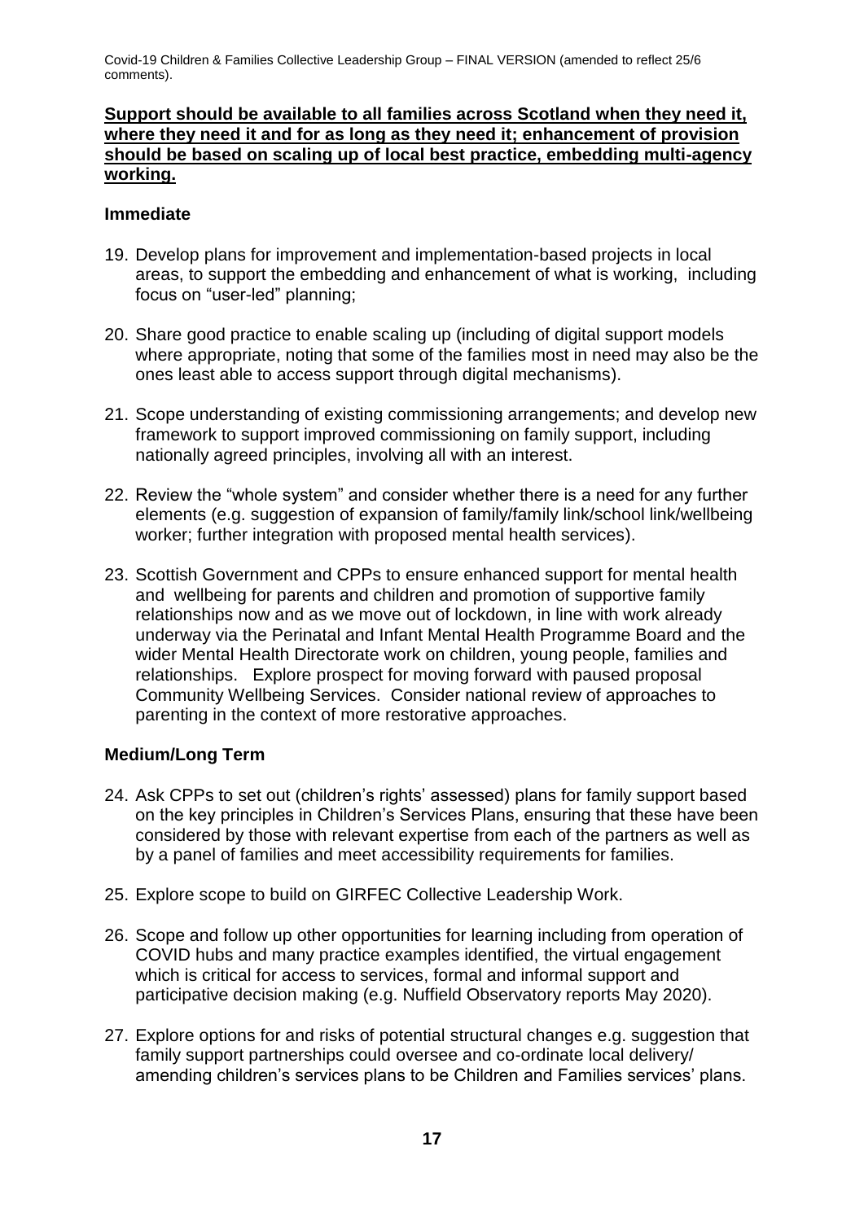**Support should be available to all families across Scotland when they need it, where they need it and for as long as they need it; enhancement of provision should be based on scaling up of local best practice, embedding multi-agency working.**

### Immediate

19. Develop plans for improvement and implementation-based projects in local areas, to support the embedding and enhancement of what is working, including focus on "user-led" planning;

20. Share good practice to enable scaling up (including of digital support models where appropriate, noting that some of the families most in need may also be the ones least able to access support through digital mechanisms).

21. Scope understanding of existing commissioning arrangements; and develop new framework to support improved commissioning on family support, including nationally agreed principles, involving all with an interest.

22. Review the "whole system" and consider whether there is a need for any further elements (e.g. suggestion of expansion of family/family link/school link/wellbeing worker; further integration with proposed mental health services).

23. Scottish Government and CPPs to ensure enhanced support for mental health and wellbeing for parents and children and promotion of supportive family relationships now and as we move out of lockdown, in line with work already underway via the Perinatal and Infant Mental Health Programme Board and the wider Mental Health Directorate work on children, young people, families and relationships. Explore prospect for moving forward with paused proposal Community Wellbeing Services. Consider national review of approaches to parenting in the context of more restorative approaches.

### Medium/Long Term

24. Ask CPPs to set out (children's rights' assessed) plans for family support based on the key principles in Children's Services Plans, ensuring that these have been considered by those with relevant expertise from each of the partners as well as by a panel of families and meet accessibility requirements for families.

25. Explore scope to build on GIRFEC Collective Leadership Work.

26. Scope and follow up other opportunities for learning including from operation of COVID hubs and many practice examples identified, the virtual engagement which is critical for access to services, formal and informal support and participative decision making (e.g. Nuffield Observatory reports May 2020).

27. Explore options for and risks of potential structural changes e.g. suggestion that family support partnerships could oversee and co-ordinate local delivery/ amending children's services plans to be Children and Families services' plans.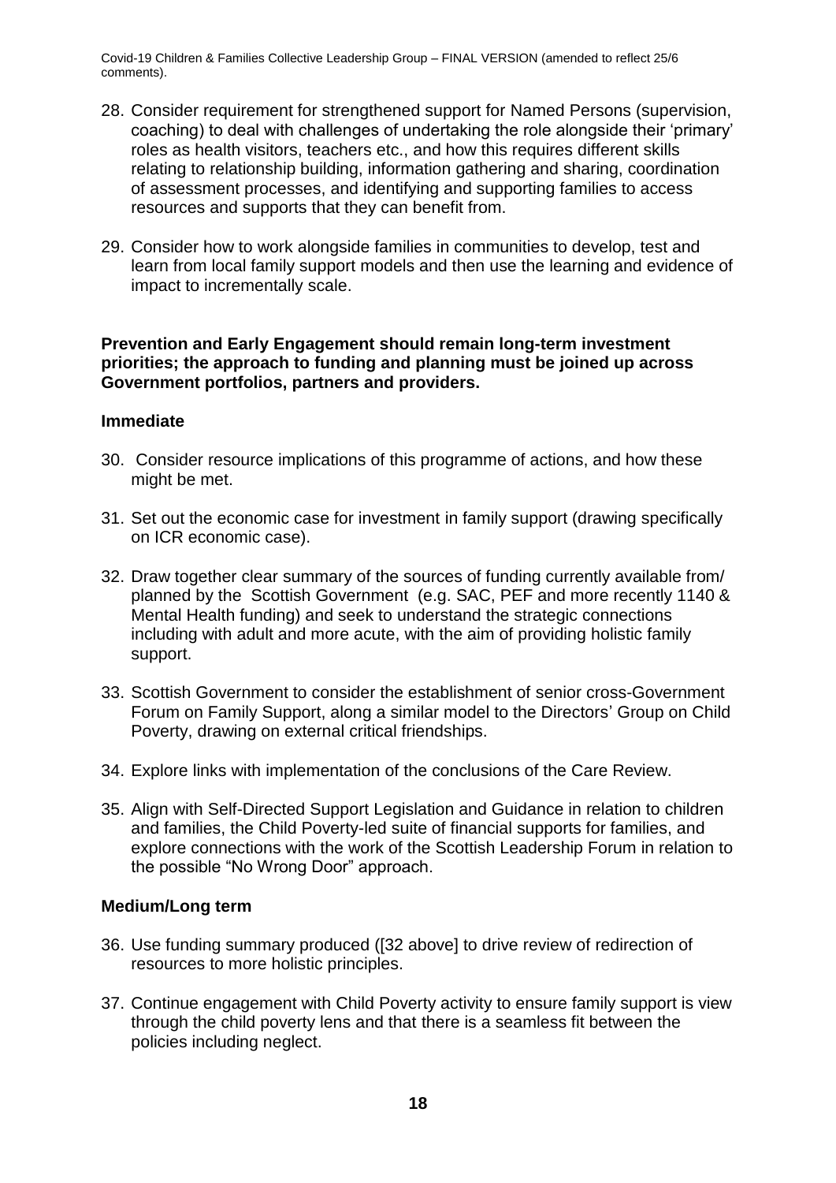28. Consider requirement for strengthened support for Named Persons (supervision, coaching) to deal with challenges of undertaking the role alongside their 'primary' roles as health visitors, teachers etc., and how this requires different skills relating to relationship building, information gathering and sharing, coordination of assessment processes, and identifying and supporting families to access resources and supports that they can benefit from.

29. Consider how to work alongside families in communities to develop, test and learn from local family support models and then use the learning and evidence of impact to incrementally scale.

**Prevention and Early Engagement should remain long-term investment priorities; the approach to funding and planning must be joined up across Government portfolios, partners and providers.**

**Immediate**

30. Consider resource implications of this programme of actions, and how these might be met.

31. Set out the economic case for investment in family support (drawing specifically on ICR economic case).

32. Draw together clear summary of the sources of funding currently available from/ planned by the Scottish Government (e.g. SAC, PEF and more recently 1140 & Mental Health funding) and seek to understand the strategic connections including with adult and more acute, with the aim of providing holistic family support.

33. Scottish Government to consider the establishment of senior cross-Government Forum on Family Support, along a similar model to the Directors' Group on Child Poverty, drawing on external critical friendships.

34. Explore links with implementation of the conclusions of the Care Review.

35. Align with Self-Directed Support Legislation and Guidance in relation to children and families, the Child Poverty-led suite of financial supports for families, and explore connections with the work of the Scottish Leadership Forum in relation to the possible "No Wrong Door" approach.

**Medium/Long term**

36. Use funding summary produced ([32 above] to drive review of redirection of resources to more holistic principles.

37. Continue engagement with Child Poverty activity to ensure family support is view through the child poverty lens and that there is a seamless fit between the policies including neglect.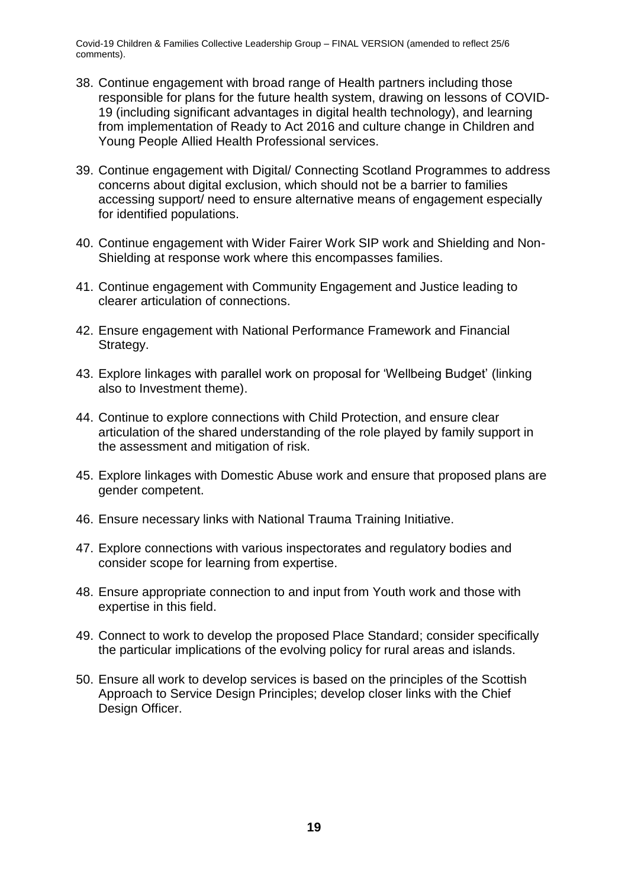38. Continue engagement with broad range of Health partners including those responsible for plans for the future health system, drawing on lessons of COVID-19 (including significant advantages in digital health technology), and learning from implementation of Ready to Act 2016 and culture change in Children and Young People Allied Health Professional services.

39. Continue engagement with Digital/ Connecting Scotland Programmes to address concerns about digital exclusion, which should not be a barrier to families accessing support/ need to ensure alternative means of engagement especially for identified populations.

40. Continue engagement with Wider Fairer Work SIP work and Shielding and Non-Shielding at response work where this encompasses families.

41. Continue engagement with Community Engagement and Justice leading to clearer articulation of connections.

42. Ensure engagement with National Performance Framework and Financial Strategy.

43. Explore linkages with parallel work on proposal for 'Wellbeing Budget' (linking also to Investment theme).

44. Continue to explore connections with Child Protection, and ensure clear articulation of the shared understanding of the role played by family support in the assessment and mitigation of risk.

45. Explore linkages with Domestic Abuse work and ensure that proposed plans are gender competent.

46. Ensure necessary links with National Trauma Training Initiative.

47. Explore connections with various inspectorates and regulatory bodies and consider scope for learning from expertise.

48. Ensure appropriate connection to and input from Youth work and those with expertise in this field.

49. Connect to work to develop the proposed Place Standard; consider specifically the particular implications of the evolving policy for rural areas and islands.

50. Ensure all work to develop services is based on the principles of the Scottish Approach to Service Design Principles; develop closer links with the Chief Design Officer.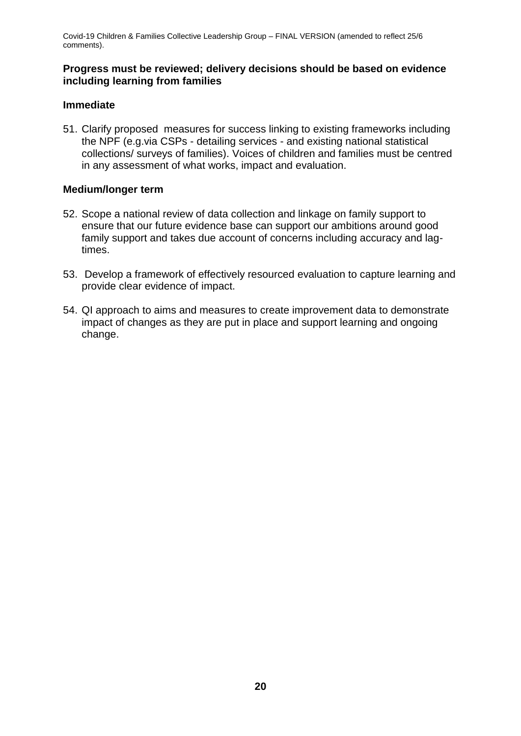**Progress must be reviewed; delivery decisions should be based on evidence including learning from families**

**Immediate**

51. Clarify proposed measures for success linking to existing frameworks including the NPF (e.g.via CSPs - detailing services - and existing national statistical collections/ surveys of families). Voices of children and families must be centred in any assessment of what works, impact and evaluation.

**Medium/longer term**

52. Scope a national review of data collection and linkage on family support to ensure that our future evidence base can support our ambitions around good family support and takes due account of concerns including accuracy and lag-times.

53. Develop a framework of effectively resourced evaluation to capture learning and provide clear evidence of impact.

54. QI approach to aims and measures to create improvement data to demonstrate impact of changes as they are put in place and support learning and ongoing change.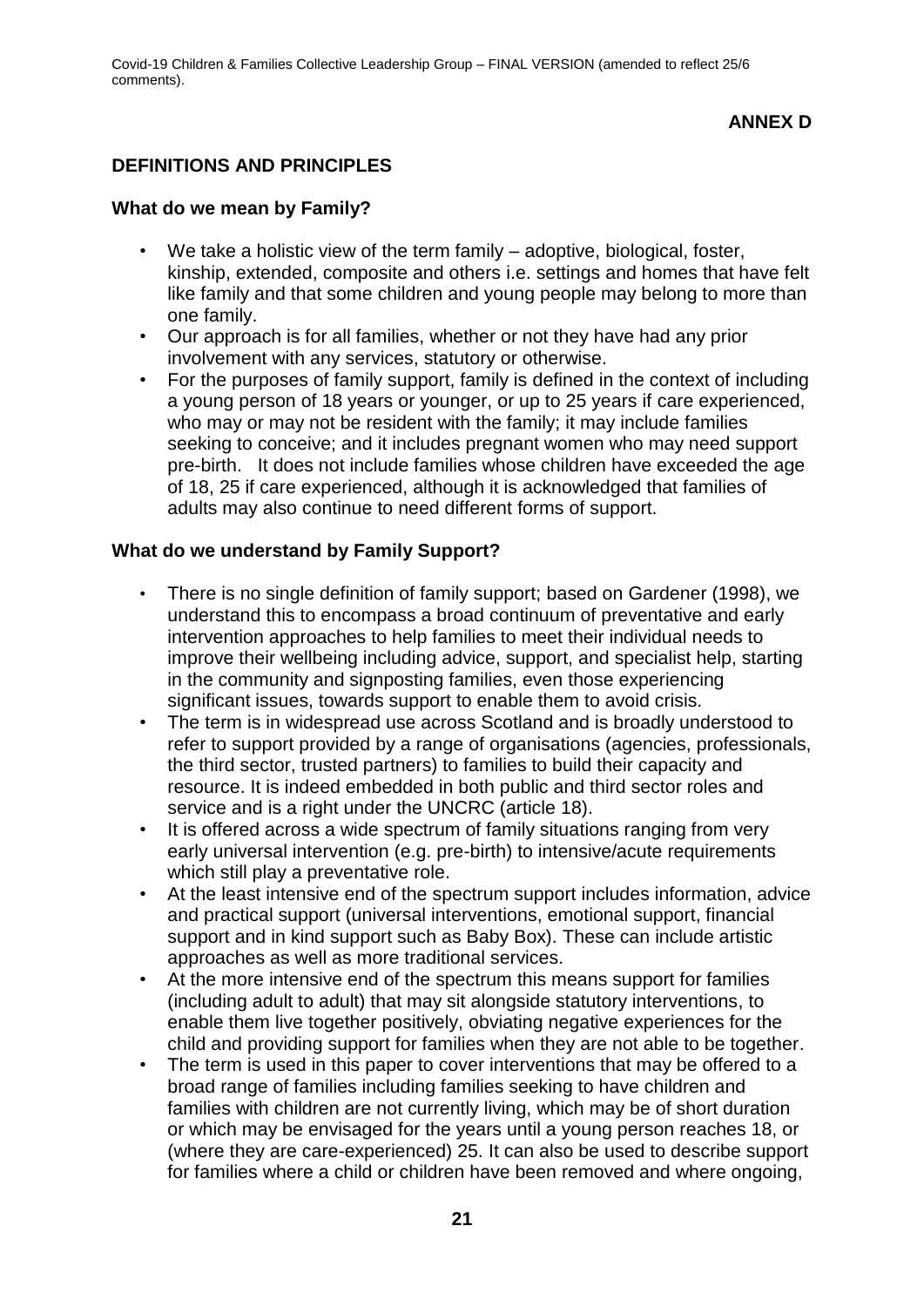**ANNEX D**

## DEFINITIONS AND PRINCIPLES

### What do we mean by Family?

- We take a holistic view of the term family – adoptive, biological, foster, kinship, extended, composite and others i.e. settings and homes that have felt like family and that some children and young people may belong to more than one family.
- Our approach is for all families, whether or not they have had any prior involvement with any services, statutory or otherwise.
- For the purposes of family support, family is defined in the context of including a young person of 18 years or younger, or up to 25 years if care experienced, who may or may not be resident with the family; it may include families seeking to conceive; and it includes pregnant women who may need support pre-birth. It does not include families whose children have exceeded the age of 18, 25 if care experienced, although it is acknowledged that families of adults may also continue to need different forms of support.

### What do we understand by Family Support?

- There is no single definition of family support; based on Gardener (1998), we understand this to encompass a broad continuum of preventative and early intervention approaches to help families to meet their individual needs to improve their wellbeing including advice, support, and specialist help, starting in the community and signposting families, even those experiencing significant issues, towards support to enable them to avoid crisis.
- The term is in widespread use across Scotland and is broadly understood to refer to support provided by a range of organisations (agencies, professionals, the third sector, trusted partners) to families to build their capacity and resource. It is indeed embedded in both public and third sector roles and service and is a right under the UNCRC (article 18).
- It is offered across a wide spectrum of family situations ranging from very early universal intervention (e.g. pre-birth) to intensive/acute requirements which still play a preventative role.
- At the least intensive end of the spectrum support includes information, advice and practical support (universal interventions, emotional support, financial support and in kind support such as Baby Box). These can include artistic approaches as well as more traditional services.
- At the more intensive end of the spectrum this means support for families (including adult to adult) that may sit alongside statutory interventions, to enable them live together positively, obviating negative experiences for the child and providing support for families when they are not able to be together.
- The term is used in this paper to cover interventions that may be offered to a broad range of families including families seeking to have children and families with children are not currently living, which may be of short duration or which may be envisaged for the years until a young person reaches 18, or (where they are care-experienced) 25. It can also be used to describe support for families where a child or children have been removed and where ongoing,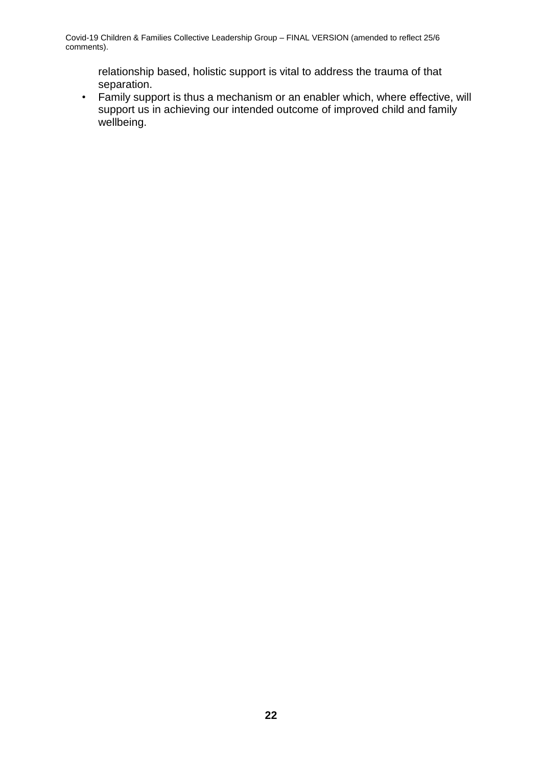relationship based, holistic support is vital to address the trauma of that separation.

- Family support is thus a mechanism or an enabler which, where effective, will support us in achieving our intended outcome of improved child and family wellbeing.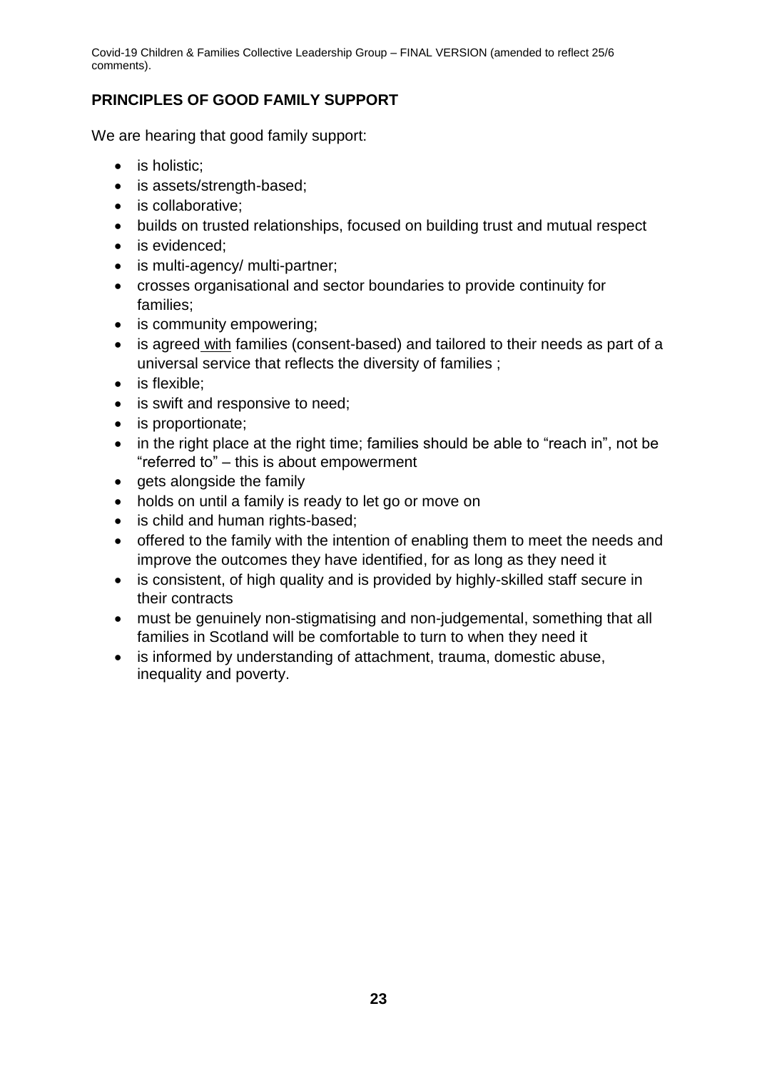## PRINCIPLES OF GOOD FAMILY SUPPORT

We are hearing that good family support:

- is holistic;
- is assets/strength-based;
- is collaborative;
- builds on trusted relationships, focused on building trust and mutual respect
- is evidenced;
- is multi-agency/ multi-partner;
- crosses organisational and sector boundaries to provide continuity for families;
- is community empowering;
- is agreed with families (consent-based) and tailored to their needs as part of a universal service that reflects the diversity of families ;
- is flexible;
- is swift and responsive to need;
- is proportionate;
- in the right place at the right time; families should be able to "reach in", not be "referred to" – this is about empowerment
- gets alongside the family
- holds on until a family is ready to let go or move on
- is child and human rights-based;
- offered to the family with the intention of enabling them to meet the needs and improve the outcomes they have identified, for as long as they need it
- is consistent, of high quality and is provided by highly-skilled staff secure in their contracts
- must be genuinely non-stigmatising and non-judgemental, something that all families in Scotland will be comfortable to turn to when they need it
- is informed by understanding of attachment, trauma, domestic abuse, inequality and poverty.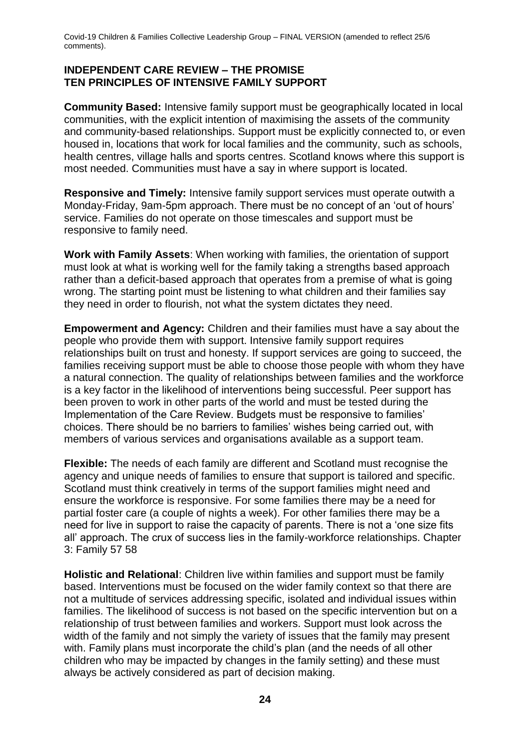## INDEPENDENT CARE REVIEW – THE PROMISE
## TEN PRINCIPLES OF INTENSIVE FAMILY SUPPORT

**Community Based:** Intensive family support must be geographically located in local communities, with the explicit intention of maximising the assets of the community and community-based relationships. Support must be explicitly connected to, or even housed in, locations that work for local families and the community, such as schools, health centres, village halls and sports centres. Scotland knows where this support is most needed. Communities must have a say in where support is located.

**Responsive and Timely:** Intensive family support services must operate outwith a Monday-Friday, 9am-5pm approach. There must be no concept of an 'out of hours' service. Families do not operate on those timescales and support must be responsive to family need.

**Work with Family Assets**: When working with families, the orientation of support must look at what is working well for the family taking a strengths based approach rather than a deficit-based approach that operates from a premise of what is going wrong. The starting point must be listening to what children and their families say they need in order to flourish, not what the system dictates they need.

**Empowerment and Agency:** Children and their families must have a say about the people who provide them with support. Intensive family support requires relationships built on trust and honesty. If support services are going to succeed, the families receiving support must be able to choose those people with whom they have a natural connection. The quality of relationships between families and the workforce is a key factor in the likelihood of interventions being successful. Peer support has been proven to work in other parts of the world and must be tested during the Implementation of the Care Review. Budgets must be responsive to families' choices. There should be no barriers to families' wishes being carried out, with members of various services and organisations available as a support team.

**Flexible:** The needs of each family are different and Scotland must recognise the agency and unique needs of families to ensure that support is tailored and specific. Scotland must think creatively in terms of the support families might need and ensure the workforce is responsive. For some families there may be a need for partial foster care (a couple of nights a week). For other families there may be a need for live in support to raise the capacity of parents. There is not a 'one size fits all' approach. The crux of success lies in the family-workforce relationships. Chapter 3: Family 57 58

**Holistic and Relational**: Children live within families and support must be family based. Interventions must be focused on the wider family context so that there are not a multitude of services addressing specific, isolated and individual issues within families. The likelihood of success is not based on the specific intervention but on a relationship of trust between families and workers. Support must look across the width of the family and not simply the variety of issues that the family may present with. Family plans must incorporate the child's plan (and the needs of all other children who may be impacted by changes in the family setting) and these must always be actively considered as part of decision making.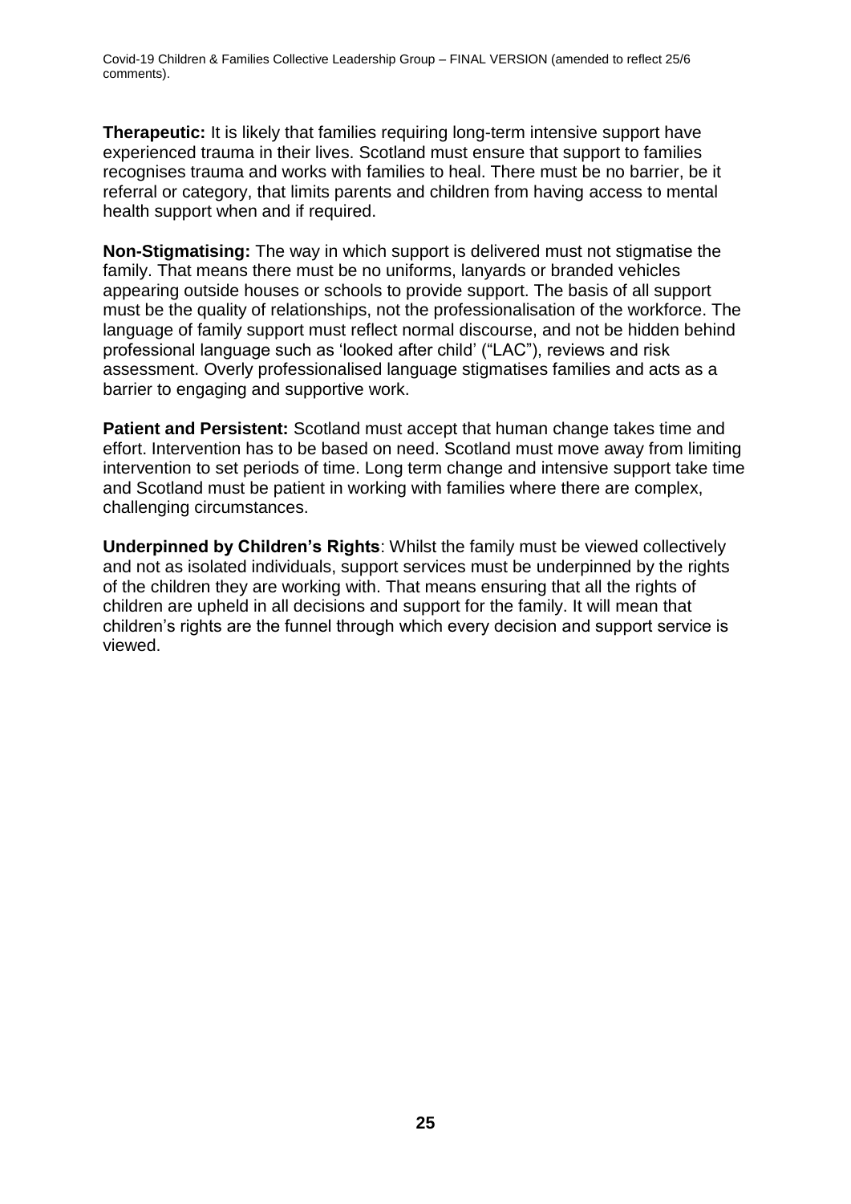**Therapeutic:** It is likely that families requiring long-term intensive support have experienced trauma in their lives. Scotland must ensure that support to families recognises trauma and works with families to heal. There must be no barrier, be it referral or category, that limits parents and children from having access to mental health support when and if required.

**Non-Stigmatising:** The way in which support is delivered must not stigmatise the family. That means there must be no uniforms, lanyards or branded vehicles appearing outside houses or schools to provide support. The basis of all support must be the quality of relationships, not the professionalisation of the workforce. The language of family support must reflect normal discourse, and not be hidden behind professional language such as 'looked after child' ("LAC"), reviews and risk assessment. Overly professionalised language stigmatises families and acts as a barrier to engaging and supportive work.

**Patient and Persistent:** Scotland must accept that human change takes time and effort. Intervention has to be based on need. Scotland must move away from limiting intervention to set periods of time. Long term change and intensive support take time and Scotland must be patient in working with families where there are complex, challenging circumstances.

**Underpinned by Children's Rights**: Whilst the family must be viewed collectively and not as isolated individuals, support services must be underpinned by the rights of the children they are working with. That means ensuring that all the rights of children are upheld in all decisions and support for the family. It will mean that children's rights are the funnel through which every decision and support service is viewed.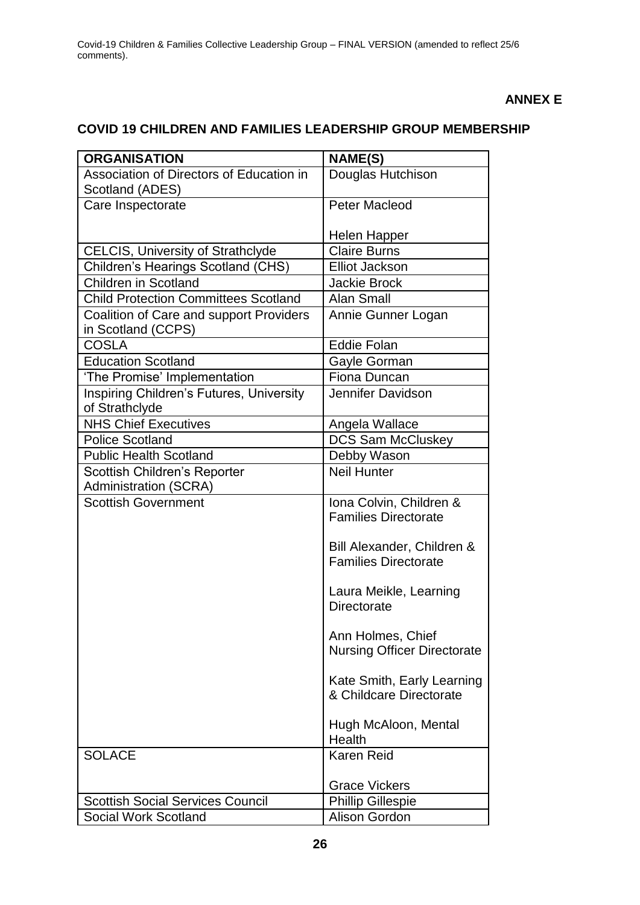**ANNEX E**

**COVID 19 CHILDREN AND FAMILIES LEADERSHIP GROUP MEMBERSHIP**

| ORGANISATION | NAME(S) |
|---|---|
| Association of Directors of Education in Scotland (ADES) | Douglas Hutchison |
| Care Inspectorate | Peter Macleod<br><br>Helen Happer |
| CELCIS, University of Strathclyde | Claire Burns |
| Children's Hearings Scotland (CHS) | Elliot Jackson |
| Children in Scotland | Jackie Brock |
| Child Protection Committees Scotland | Alan Small |
| Coalition of Care and support Providers in Scotland (CCPS) | Annie Gunner Logan |
| COSLA | Eddie Folan |
| Education Scotland | Gayle Gorman |
| 'The Promise' Implementation | Fiona Duncan |
| Inspiring Children's Futures, University of Strathclyde | Jennifer Davidson |
| NHS Chief Executives | Angela Wallace |
| Police Scotland | DCS Sam McCluskey |
| Public Health Scotland | Debby Wason |
| Scottish Children's Reporter Administration (SCRA) | Neil Hunter |
| Scottish Government | Iona Colvin, Children & Families Directorate<br><br>Bill Alexander, Children & Families Directorate<br><br>Laura Meikle, Learning Directorate<br><br>Ann Holmes, Chief Nursing Officer Directorate<br><br>Kate Smith, Early Learning & Childcare Directorate<br><br>Hugh McAloon, Mental Health |
| SOLACE | Karen Reid<br><br>Grace Vickers |
| Scottish Social Services Council | Phillip Gillespie |
| Social Work Scotland | Alison Gordon |